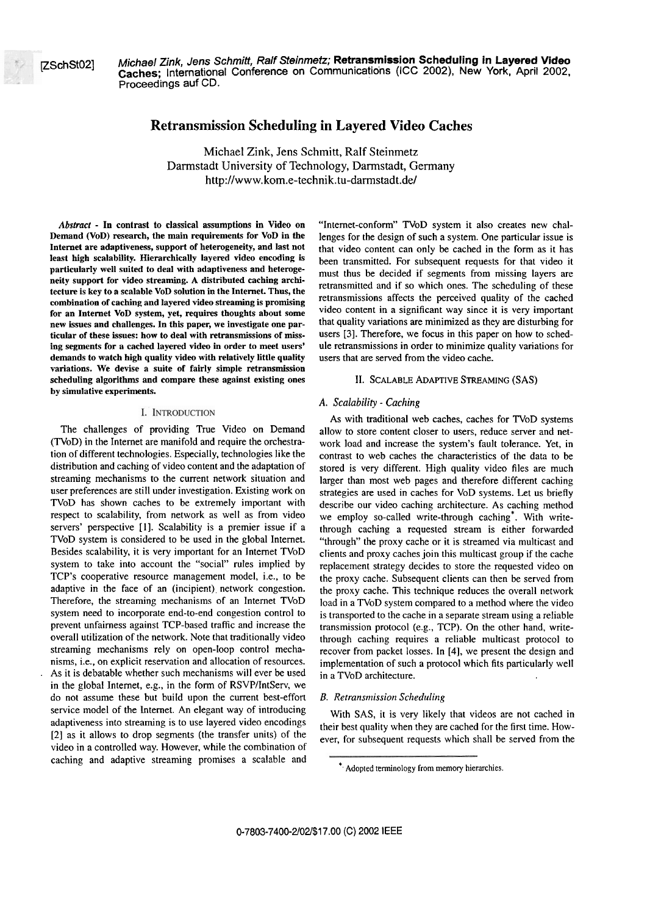[ZSchSt02] *Michael Zink, Jens Schmitt, Ralf Steinmetz;* **Retransmission Scheduling in Layered Video Caches;** International Conference on Communications (ICC 2002), New York, April 2002, Proceedings auf CD.

# Retransmission Scheduling in Layered Video Caches

Michael Zink, Jens Schmitt, Ralf Steinmetz
Darmstadt University of Technology, Darmstadt, Germany
http://www.kom.e-technik.tu-darmstadt.de/

***Abstract*** **- In contrast to classical assumptions in Video on Demand (VoD) research, the main requirements for VoD in the Internet are adaptiveness, support of heterogeneity, and last not least high scalability. Hierarchically layered video encoding is particularly well suited to deal with adaptiveness and heterogeneity support for video streaming. A distributed caching architecture is key to a scalable VoD solution in the Internet. Thus, the combination of caching and layered video streaming is promising for an Internet VoD system, yet, requires thoughts about some new issues and challenges. In this paper, we investigate one particular of these issues: how to deal with retransmissions of missing segments for a cached layered video in order to meet users' demands to watch high quality video with relatively little quality variations. We devise a suite of fairly simple retransmission scheduling algorithms and compare these against existing ones by simulative experiments.**

## I. Introduction

The challenges of providing True Video on Demand (TVoD) in the Internet are manifold and require the orchestration of different technologies. Especially, technologies like the distribution and caching of video content and the adaptation of streaming mechanisms to the current network situation and user preferences are still under investigation. Existing work on TVoD has shown caches to be extremely important with respect to scalability, from network as well as from video servers' perspective [1]. Scalability is a premier issue if a TVoD system is considered to be used in the global Internet. Besides scalability, it is very important for an Internet TVoD system to take into account the "social" rules implied by TCP's cooperative resource management model, i.e., to be adaptive in the face of an (incipient) network congestion. Therefore, the streaming mechanisms of an Internet TVoD system need to incorporate end-to-end congestion control to prevent unfairness against TCP-based traffic and increase the overall utilization of the network. Note that traditionally video streaming mechanisms rely on open-loop control mechanisms, i.e., on explicit reservation and allocation of resources. As it is debatable whether such mechanisms will ever be used in the global Internet, e.g., in the form of RSVP/IntServ, we do not assume these but build upon the current best-effort service model of the Internet. An elegant way of introducing adaptiveness into streaming is to use layered video encodings [2] as it allows to drop segments (the transfer units) of the video in a controlled way. However, while the combination of caching and adaptive streaming promises a scalable and "Internet-conform" TVoD system it also creates new challenges for the design of such a system. One particular issue is that video content can only be cached in the form as it has been transmitted. For subsequent requests for that video it must thus be decided if segments from missing layers are retransmitted and if so which ones. The scheduling of these retransmissions affects the perceived quality of the cached video content in a significant way since it is very important that quality variations are minimized as they are disturbing for users [3]. Therefore, we focus in this paper on how to schedule retransmissions in order to minimize quality variations for users that are served from the video cache.

## II. Scalable Adaptive Streaming (SAS)

### *A. Scalability - Caching*

As with traditional web caches, caches for TVoD systems allow to store content closer to users, reduce server and network load and increase the system's fault tolerance. Yet, in contrast to web caches the characteristics of the data to be stored is very different. High quality video files are much larger than most web pages and therefore different caching strategies are used in caches for VoD systems. Let us briefly describe our video caching architecture. As caching method we employ so-called write-through caching*. With write-through caching a requested stream is either forwarded "through" the proxy cache or it is streamed via multicast and clients and proxy caches join this multicast group if the cache replacement strategy decides to store the requested video on the proxy cache. Subsequent clients can then be served from the proxy cache. This technique reduces the overall network load in a TVoD system compared to a method where the video is transported to the cache in a separate stream using a reliable transmission protocol (e.g., TCP). On the other hand, write-through caching requires a reliable multicast protocol to recover from packet losses. In [4], we present the design and implementation of such a protocol which fits particularly well in a TVoD architecture.

### *B. Retransmission Scheduling*

With SAS, it is very likely that videos are not cached in their best quality when they are cached for the first time. However, for subsequent requests which shall be served from the

\* Adopted terminology from memory hierarchies.

0-7803-7400-2/02/$17.00 (C) 2002 IEEE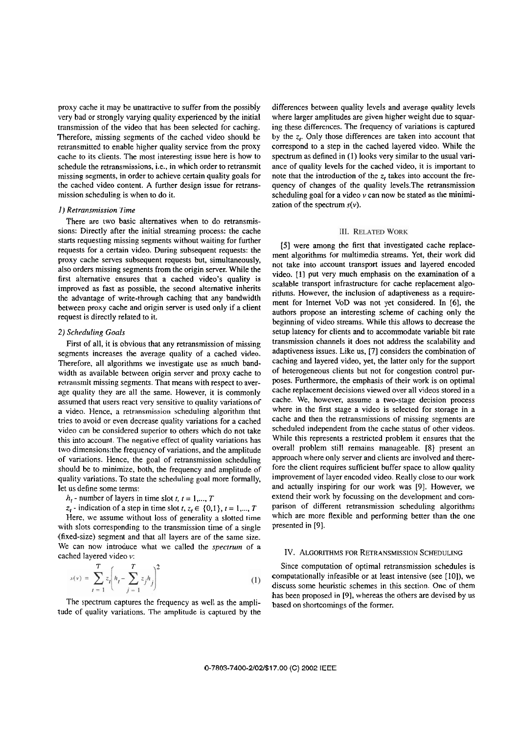proxy cache it may be unattractive to suffer from the possibly very bad or strongly varying quality experienced by the initial transmission of the video that has been selected for caching. Therefore, missing segments of the cached video should be retransmitted to enable higher quality service from the proxy cache to its clients. The most interesting issue here is how to schedule the retransmissions, i.e., in which order to retransmit missing segments, in order to achieve certain quality goals for the cached video content. A further design issue for retransmission scheduling is when to do it.

#### *1) Retransmission Time*

There are two basic alternatives when to do retransmissions: Directly after the initial streaming process: the cache starts requesting missing segments without waiting for further requests for a certain video. During subsequent requests: the proxy cache serves subsequent requests but, simultaneously, also orders missing segments from the origin server. While the first alternative ensures that a cached video's quality is improved as fast as possible, the second alternative inherits the advantage of write-through caching that any bandwidth between proxy cache and origin server is used only if a client request is directly related to it.

#### *2) Scheduling Goals*

First of all, it is obvious that any retransmission of missing segments increases the average quality of a cached video. Therefore, all algorithms we investigate use as much bandwidth as available between origin server and proxy cache to retransmit missing segments. That means with respect to average quality they are all the same. However, it is commonly assumed that users react very sensitive to quality variations of a video. Hence, a retransmission scheduling algorithm that tries to avoid or even decrease quality variations for a cached video can be considered superior to others which do not take this into account. The negative effect of quality variations has two dimensions:the frequency of variations, and the amplitude of variations. Hence, the goal of retransmission scheduling should be to minimize, both, the frequency and amplitude of quality variations. To state the scheduling goal more formally, let us define some terms:

$h_t$ - number of layers in time slot $t$, $t = 1,..., T$

$z_t$ - indication of a step in time slot $t$, $z_t \in \{0,1\}$, $t = 1,..., T$

Here, we assume without loss of generality a slotted time with slots corresponding to the transmission time of a single (fixed-size) segment and that all layers are of the same size. We can now introduce what we called the *spectrum* of a cached layered video $v$:

$$s(v) = \sum_{t=1}^{T} z_t \left( h_t - \sum_{j=1}^{T} z_j h_j \right)^2 \qquad (1)$$

The spectrum captures the frequency as well as the amplitude of quality variations. The amplitude is captured by the differences between quality levels and average quality levels where larger amplitudes are given higher weight due to squaring these differences. The frequency of variations is captured by the $z_t$. Only those differences are taken into account that correspond to a step in the cached layered video. While the spectrum as defined in (1) looks very similar to the usual variance of quality levels for the cached video, it is important to note that the introduction of the $z_t$ takes into account the frequency of changes of the quality levels.The retransmission scheduling goal for a video $v$ can now be stated as the minimization of the spectrum $s(v)$.

## III. Related Work

[5] were among the first that investigated cache replacement algorithms for multimedia streams. Yet, their work did not take into account transport issues and layered encoded video. [1] put very much emphasis on the examination of a scalable transport infrastructure for cache replacement algorithms. However, the inclusion of adaptiveness as a requirement for Internet VoD was not yet considered. In [6], the authors propose an interesting scheme of caching only the beginning of video streams. While this allows to decrease the setup latency for clients and to accommodate variable bit rate transmission channels it does not address the scalability and adaptiveness issues. Like us, [7] considers the combination of caching and layered video, yet, the latter only for the support of heterogeneous clients but not for congestion control purposes. Furthermore, the emphasis of their work is on optimal cache replacement decisions viewed over all videos stored in a cache. We, however, assume a two-stage decision process where in the first stage a video is selected for storage in a cache and then the retransmissions of missing segments are scheduled independent from the cache status of other videos. While this represents a restricted problem it ensures that the overall problem still remains manageable. [8] present an approach where only server and clients are involved and therefore the client requires sufficient buffer space to allow quality improvement of layer encoded video. Really close to our work and actually inspiring for our work was [9]. However, we extend their work by focussing on the development and comparison of different retransmission scheduling algorithms which are more flexible and performing better than the one presented in [9].

## IV. Algorithms for Retransmission Scheduling

Since computation of optimal retransmission schedules is computationally infeasible or at least intensive (see [10]), we discuss some heuristic schemes in this section. One of them has been proposed in [9], whereas the others are devised by us based on shortcomings of the former.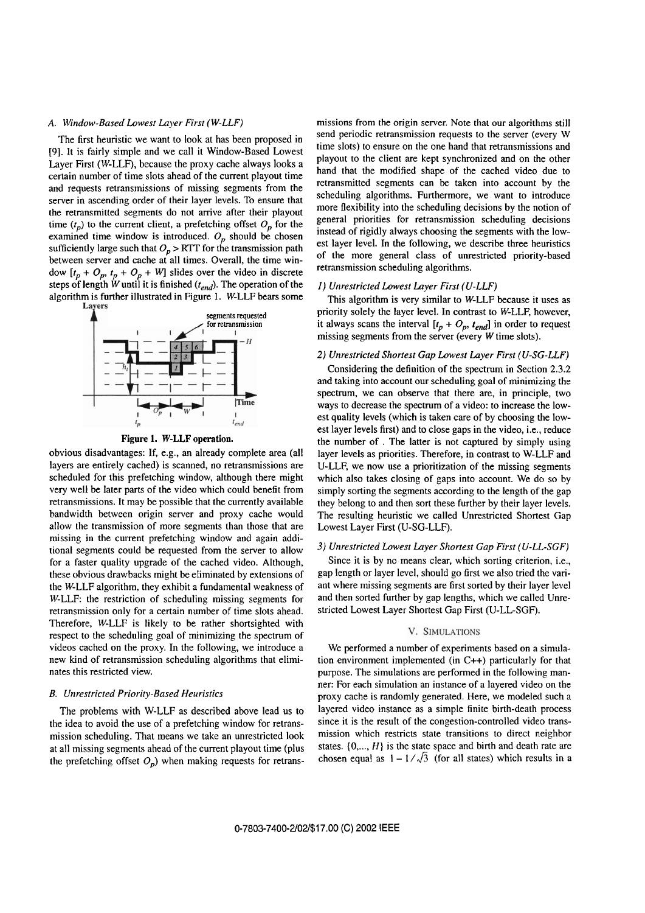### A. Window-Based Lowest Layer First (W-LLF)

The first heuristic we want to look at has been proposed in [9]. It is fairly simple and we call it Window-Based Lowest Layer First (W-LLF), because the proxy cache always looks a certain number of time slots ahead of the current playout time and requests retransmissions of missing segments from the server in ascending order of their layer levels. To ensure that the retransmitted segments do not arrive after their playout time ($t_p$) to the current client, a prefetching offset $O_p$ for the examined time window is introduced. $O_p$ should be chosen sufficiently large such that $O_p$ > RTT for the transmission path between server and cache at all times. Overall, the time window $[t_p + O_p, t_p + O_p + W]$ slides over the video in discrete steps of length $W$ until it is finished ($t_{end}$). The operation of the algorithm is further illustrated in Figure 1. W-LLF bears some obvious disadvantages: If, e.g., an already complete area (all layers are entirely cached) is scanned, no retransmissions are scheduled for this prefetching window, although there might very well be later parts of the video which could benefit from retransmissions. It may be possible that the currently available bandwidth between origin server and proxy cache would allow the transmission of more segments than those that are missing in the current prefetching window and again additional segments could be requested from the server to allow for a faster quality upgrade of the cached video. Although, these obvious drawbacks might be eliminated by extensions of the W-LLF algorithm, they exhibit a fundamental weakness of W-LLF: the restriction of scheduling missing segments for retransmission only for a certain number of time slots ahead. Therefore, W-LLF is likely to be rather shortsighted with respect to the scheduling goal of minimizing the spectrum of videos cached on the proxy. In the following, we introduce a new kind of retransmission scheduling algorithms that eliminates this restricted view.

Figure 1. W-LLF operation.

### B. Unrestricted Priority-Based Heuristics

The problems with W-LLF as described above lead us to the idea to avoid the use of a prefetching window for retransmission scheduling. That means we take an unrestricted look at all missing segments ahead of the current playout time (plus the prefetching offset $O_p$) when making requests for retransmissions from the origin server. Note that our algorithms still send periodic retransmission requests to the server (every W time slots) to ensure on the one hand that retransmissions and playout to the client are kept synchronized and on the other hand that the modified shape of the cached video due to retransmitted segments can be taken into account by the scheduling algorithms. Furthermore, we want to introduce more flexibility into the scheduling decisions by the notion of general priorities for retransmission scheduling decisions instead of rigidly always choosing the segments with the lowest layer level. In the following, we describe three heuristics of the more general class of unrestricted priority-based retransmission scheduling algorithms.

#### 1) Unrestricted Lowest Layer First (U-LLF)

This algorithm is very similar to W-LLF because it uses as priority solely the layer level. In contrast to W-LLF, however, it always scans the interval $[t_p + O_p, t_{end}]$ in order to request missing segments from the server (every $W$ time slots).

#### 2) Unrestricted Shortest Gap Lowest Layer First (U-SG-LLF)

Considering the definition of the spectrum in Section 2.3.2 and taking into account our scheduling goal of minimizing the spectrum, we can observe that there are, in principle, two ways to decrease the spectrum of a video: to increase the lowest quality levels (which is taken care of by choosing the lowest layer levels first) and to close gaps in the video, i.e., reduce the number of . The latter is not captured by simply using layer levels as priorities. Therefore, in contrast to W-LLF and U-LLF, we now use a prioritization of the missing segments which also takes closing of gaps into account. We do so by simply sorting the segments according to the length of the gap they belong to and then sort these further by their layer levels. The resulting heuristic we called Unrestricted Shortest Gap Lowest Layer First (U-SG-LLF).

#### 3) Unrestricted Lowest Layer Shortest Gap First (U-LL-SGF)

Since it is by no means clear, which sorting criterion, i.e., gap length or layer level, should go first we also tried the variant where missing segments are first sorted by their layer level and then sorted further by gap lengths, which we called Unrestricted Lowest Layer Shortest Gap First (U-LL-SGF).

## V. SIMULATIONS

We performed a number of experiments based on a simulation environment implemented (in C++) particularly for that purpose. The simulations are performed in the following manner: For each simulation an instance of a layered video on the proxy cache is randomly generated. Here, we modeled such a layered video instance as a simple finite birth-death process since it is the result of the congestion-controlled video transmission which restricts state transitions to direct neighbor states. $\{0,..., H\}$ is the state space and birth and death rate are chosen equal as $1 - 1/\sqrt{3}$ (for all states) which results in a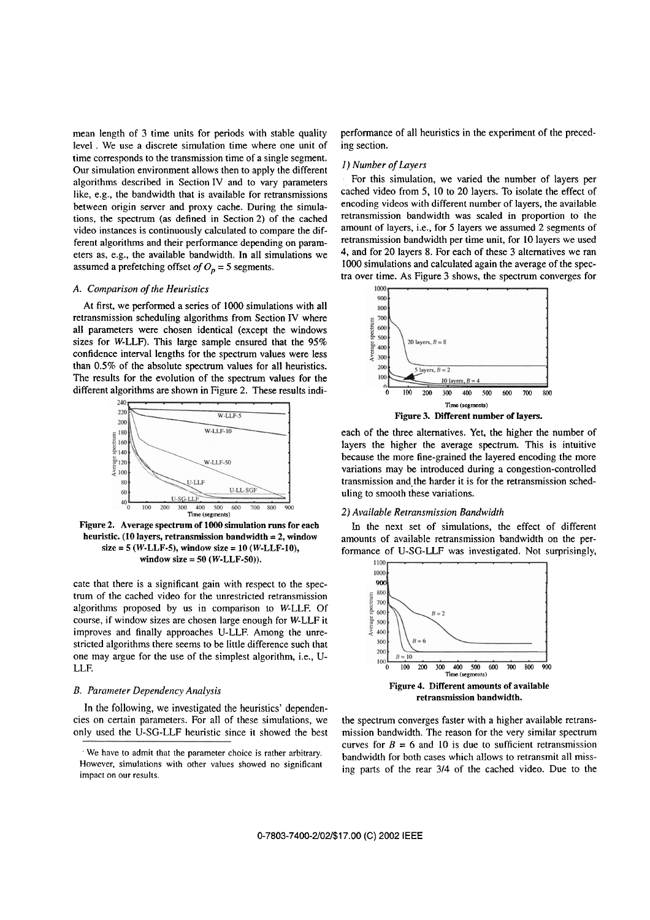mean length of 3 time units for periods with stable quality level. We use a discrete simulation time where one unit of time corresponds to the transmission time of a single segment. Our simulation environment allows then to apply the different algorithms described in Section IV and to vary parameters like, e.g., the bandwidth that is available for retransmissions between origin server and proxy cache. During the simulations, the spectrum (as defined in Section 2) of the cached video instances is continuously calculated to compare the different algorithms and their performance depending on parameters as, e.g., the available bandwidth. In all simulations we assumed a prefetching offset *of* $O_p = 5$ segments.

### A. Comparison of the Heuristics

At first, we performed a series of 1000 simulations with all retransmission scheduling algorithms from Section IV where all parameters were chosen identical (except the windows sizes for W-LLF). This large sample ensured that the 95% confidence interval lengths for the spectrum values were less than 0.5% of the absolute spectrum values for all heuristics. The results for the evolution of the spectrum values for the different algorithms are shown in Figure 2. These results indicate that there is a significant gain with respect to the spectrum of the cached video for the unrestricted retransmission algorithms proposed by us in comparison to W-LLF. Of course, if window sizes are chosen large enough for W-LLF it improves and finally approaches U-LLF. Among the unrestricted algorithms there seems to be little difference such that one may argue for the use of the simplest algorithm, i.e., U-LLF.

**Figure 2. Average spectrum of 1000 simulation runs for each heuristic. (10 layers, retransmission bandwidth = 2, window size = 5 (W-LLF-5), window size = 10 (W-LLF-10), window size = 50 (W-LLF-50)).**

### B. Parameter Dependency Analysis

In the following, we investigated the heuristics' dependencies on certain parameters. For all of these simulations, we only used the U-SG-LLF heuristic since it showed the best performance of all heuristics in the experiment of the preceding section.

#### 1) Number of Layers

For this simulation, we varied the number of layers per cached video from 5, 10 to 20 layers. To isolate the effect of encoding videos with different number of layers, the available retransmission bandwidth was scaled in proportion to the amount of layers, i.e., for 5 layers we assumed 2 segments of retransmission bandwidth per time unit, for 10 layers we used 4, and for 20 layers 8. For each of these 3 alternatives we ran 1000 simulations and calculated again the average of the spectra over time. As Figure 3 shows, the spectrum converges for each of the three alternatives. Yet, the higher the number of layers the higher the average spectrum. This is intuitive because the more fine-grained the layered encoding the more variations may be introduced during a congestion-controlled transmission and the harder it is for the retransmission scheduling to smooth these variations.

**Figure 3. Different number of layers.**

#### 2) Available Retransmission Bandwidth

In the next set of simulations, the effect of different amounts of available retransmission bandwidth on the performance of U-SG-LLF was investigated. Not surprisingly, the spectrum converges faster with a higher available retransmission bandwidth. The reason for the very similar spectrum curves for $B = 6$ and 10 is due to sufficient retransmission bandwidth for both cases which allows to retransmit all missing parts of the rear 3/4 of the cached video. Due to the

**Figure 4. Different amounts of available retransmission bandwidth.**

We have to admit that the parameter choice is rather arbitrary. However, simulations with other values showed no significant impact on our results.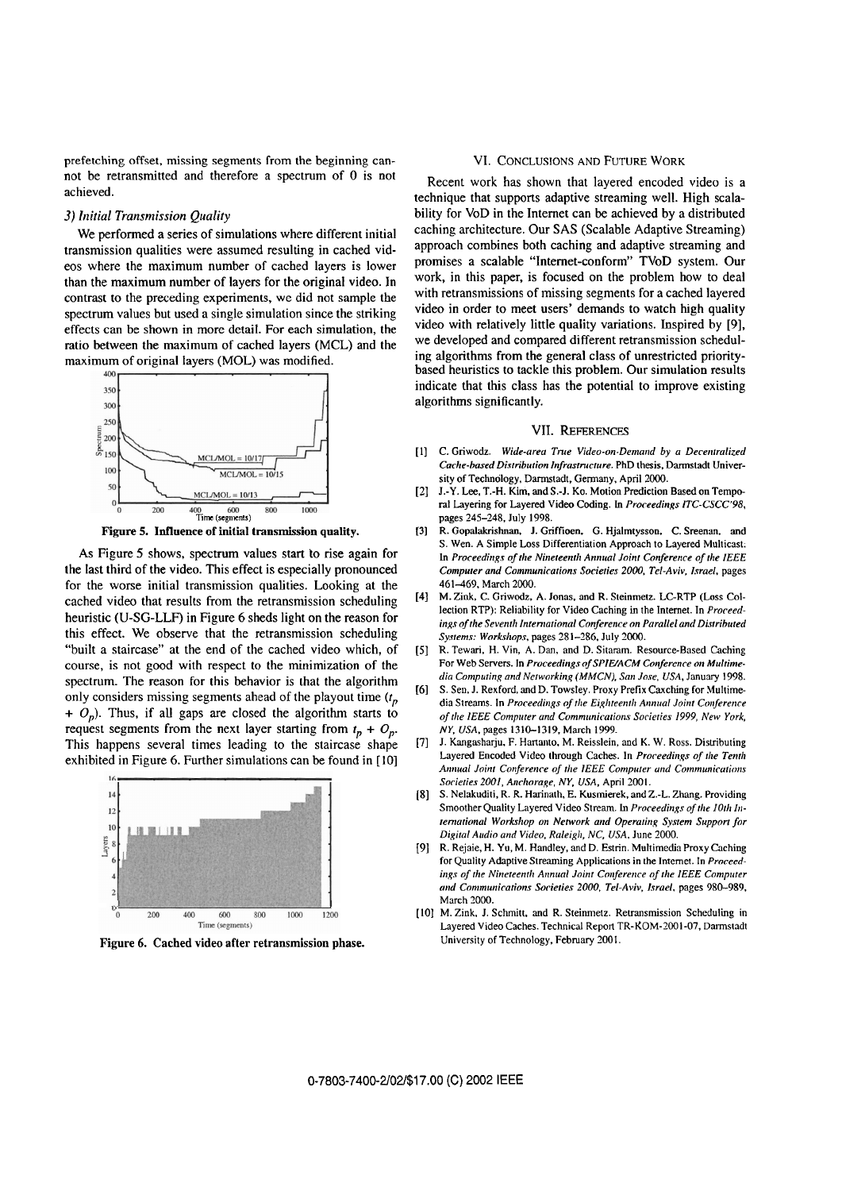prefetching offset, missing segments from the beginning cannot be retransmitted and therefore a spectrum of 0 is not achieved.

### 3) Initial Transmission Quality

We performed a series of simulations where different initial transmission qualities were assumed resulting in cached videos where the maximum number of cached layers is lower than the maximum number of layers for the original video. In contrast to the preceding experiments, we did not sample the spectrum values but used a single simulation since the striking effects can be shown in more detail. For each simulation, the ratio between the maximum of cached layers (MCL) and the maximum of original layers (MOL) was modified.

Spectrum
400
350
300
250
200
150
100
50
0
0 200 400 600 800 1000
Time (segments)
MCL/MOL = 10/17
MCL/MOL = 10/15
MCL/MOL = 10/13

**Figure 5. Influence of initial transmission quality.**

As Figure 5 shows, spectrum values start to rise again for the last third of the video. This effect is especially pronounced for the worse initial transmission qualities. Looking at the cached video that results from the retransmission scheduling heuristic (U-SG-LLF) in Figure 6 sheds light on the reason for this effect. We observe that the retransmission scheduling "built a staircase" at the end of the cached video which, of course, is not good with respect to the minimization of the spectrum. The reason for this behavior is that the algorithm only considers missing segments ahead of the playout time ($t_p + O_p$). Thus, if all gaps are closed the algorithm starts to request segments from the next layer starting from $t_p + O_p$. This happens several times leading to the staircase shape exhibited in Figure 6. Further simulations can be found in [10]

Layers
16
14
12
10
8
6
4
2
0
0 200 400 600 800 1000 1200
Time (segments)

**Figure 6. Cached video after retransmission phase.**

## VI. Conclusions and Future Work

Recent work has shown that layered encoded video is a technique that supports adaptive streaming well. High scalability for VoD in the Internet can be achieved by a distributed caching architecture. Our SAS (Scalable Adaptive Streaming) approach combines both caching and adaptive streaming and promises a scalable "Internet-conform" TVoD system. Our work, in this paper, is focused on the problem how to deal with retransmissions of missing segments for a cached layered video in order to meet users' demands to watch high quality video with relatively little quality variations. Inspired by [9], we developed and compared different retransmission scheduling algorithms from the general class of unrestricted priority-based heuristics to tackle this problem. Our simulation results indicate that this class has the potential to improve existing algorithms significantly.

## VII. References

[1] C. Griwodz. *Wide-area True Video-on-Demand by a Decentralized Cache-based Distribution Infrastructure.* PhD thesis, Darmstadt University of Technology, Darmstadt, Germany, April 2000.

[2] J.-Y. Lee, T.-H. Kim, and S.-J. Ko. Motion Prediction Based on Temporal Layering for Layered Video Coding. In *Proceedings ITC-CSCC'98*, pages 245–248, July 1998.

[3] R. Gopalakrishnan, J. Griffioen, G. Hjalmtysson, C. Sreenan, and S. Wen. A Simple Loss Differentiation Approach to Layered Multicast. In *Proceedings of the Nineteenth Annual Joint Conference of the IEEE Computer and Communications Societies 2000, Tel-Aviv, Israel*, pages 461–469, March 2000.

[4] M. Zink, C. Griwodz, A. Jonas, and R. Steinmetz. LC-RTP (Loss Collection RTP): Reliability for Video Caching in the Internet. In *Proceedings of the Seventh International Conference on Parallel and Distributed Systems: Workshops*, pages 281–286, July 2000.

[5] R. Tewari, H. Vin, A. Dan, and D. Sitaram. Resource-Based Caching For Web Servers. In *Proceedings of SPIE/ACM Conference on Multimedia Computing and Networking (MMCN), San Jose, USA*, January 1998.

[6] S. Sen, J. Rexford, and D. Towsley. Proxy Prefix Caxching for Multimedia Streams. In *Proceedings of the Eighteenth Annual Joint Conference of the IEEE Computer and Communications Societies 1999, New York, NY, USA*, pages 1310–1319, March 1999.

[7] J. Kangasharju, F. Hartanto, M. Reisslein, and K. W. Ross. Distributing Layered Encoded Video through Caches. In *Proceedings of the Tenth Annual Joint Conference of the IEEE Computer and Communications Societies 2001, Anchorage, NY, USA*, April 2001.

[8] S. Nelakuditi, R. R. Harinath, E. Kusmierek, and Z.-L. Zhang. Providing Smoother Quality Layered Video Stream. In *Proceedings of the 10th International Workshop on Network and Operating System Support for Digital Audio and Video, Raleigh, NC, USA*, June 2000.

[9] R. Rejaie, H. Yu, M. Handley, and D. Estrin. Multimedia Proxy Caching for Quality Adaptive Streaming Applications in the Internet. In *Proceedings of the Nineteenth Annual Joint Conference of the IEEE Computer and Communications Societies 2000, Tel-Aviv, Israel*, pages 980–989, March 2000.

[10] M. Zink, J. Schmitt, and R. Steinmetz. Retransmission Scheduling in Layered Video Caches. Technical Report TR-KOM-2001-07, Darmstadt University of Technology, February 2001.